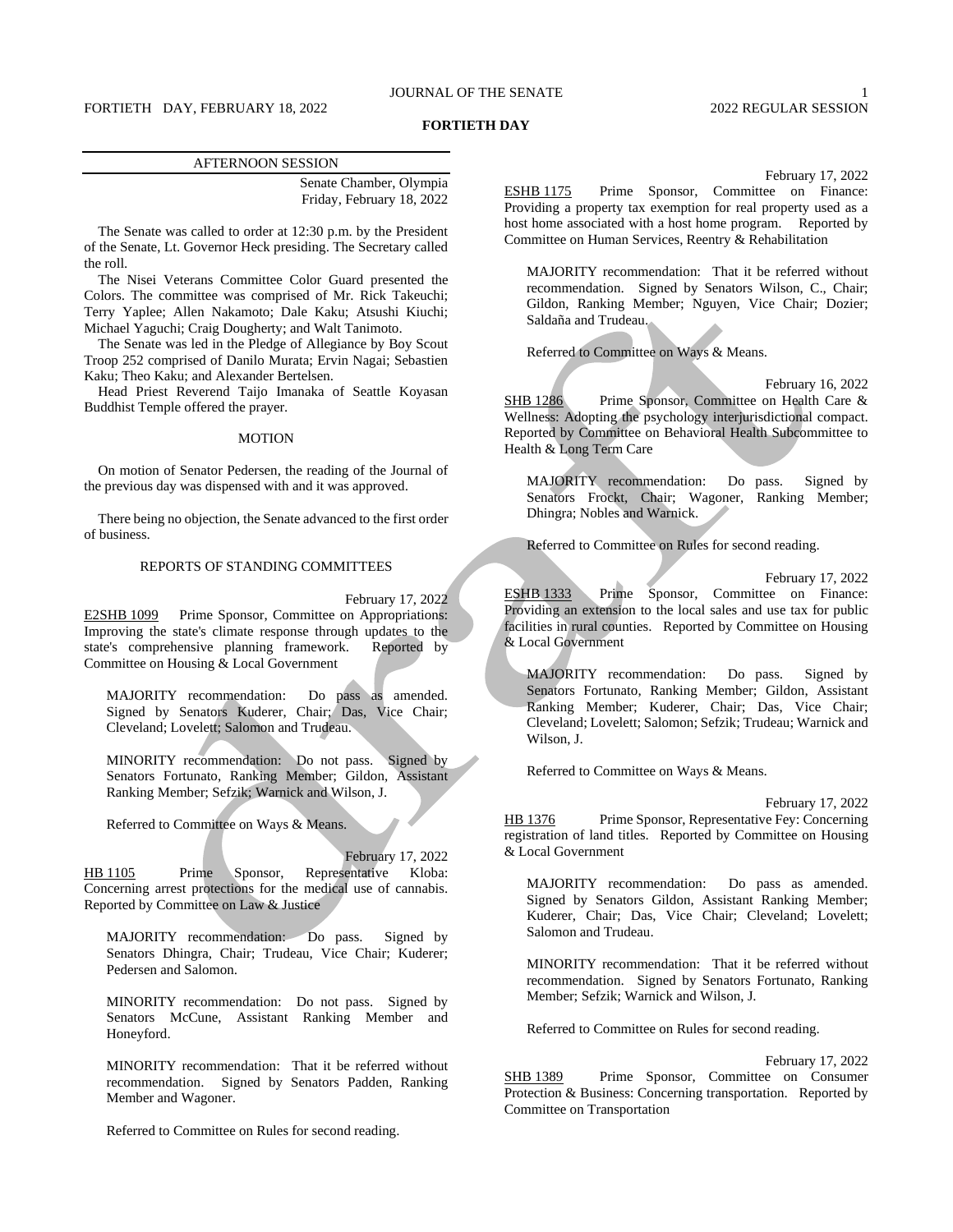# FORTIETH DAY

## AFTERNOON SESSION

Senate Chamber, Olympia
Friday, February 18, 2022

The Senate was called to order at 12:30 p.m. by the President of the Senate, Lt. Governor Heck presiding. The Secretary called the roll.

The Nisei Veterans Committee Color Guard presented the Colors. The committee was comprised of Mr. Rick Takeuchi; Terry Yaplee; Allen Nakamoto; Dale Kaku; Atsushi Kiuchi; Michael Yaguchi; Craig Dougherty; and Walt Tanimoto.

The Senate was led in the Pledge of Allegiance by Boy Scout Troop 252 comprised of Danilo Murata; Ervin Nagai; Sebastien Kaku; Theo Kaku; and Alexander Bertelsen.

Head Priest Reverend Taijo Imanaka of Seattle Koyasan Buddhist Temple offered the prayer.

### MOTION

On motion of Senator Pedersen, the reading of the Journal of the previous day was dispensed with and it was approved.

There being no objection, the Senate advanced to the first order of business.

### REPORTS OF STANDING COMMITTEES

February 17, 2022

E2SHB 1099 Prime Sponsor, Committee on Appropriations: Improving the state's climate response through updates to the state's comprehensive planning framework. Reported by Committee on Housing & Local Government

MAJORITY recommendation: Do pass as amended. Signed by Senators Kuderer, Chair; Das, Vice Chair; Cleveland; Lovelett; Salomon and Trudeau.

MINORITY recommendation: Do not pass. Signed by Senators Fortunato, Ranking Member; Gildon, Assistant Ranking Member; Sefzik; Warnick and Wilson, J.

Referred to Committee on Ways & Means.

February 17, 2022

HB 1105 Prime Sponsor, Representative Kloba: Concerning arrest protections for the medical use of cannabis. Reported by Committee on Law & Justice

MAJORITY recommendation: Do pass. Signed by Senators Dhingra, Chair; Trudeau, Vice Chair; Kuderer; Pedersen and Salomon.

MINORITY recommendation: Do not pass. Signed by Senators McCune, Assistant Ranking Member and Honeyford.

MINORITY recommendation: That it be referred without recommendation. Signed by Senators Padden, Ranking Member and Wagoner.

Referred to Committee on Rules for second reading.

February 17, 2022

ESHB 1175 Prime Sponsor, Committee on Finance: Providing a property tax exemption for real property used as a host home associated with a host home program. Reported by Committee on Human Services, Reentry & Rehabilitation

MAJORITY recommendation: That it be referred without recommendation. Signed by Senators Wilson, C., Chair; Gildon, Ranking Member; Nguyen, Vice Chair; Dozier; Saldaña and Trudeau.

Referred to Committee on Ways & Means.

February 16, 2022

SHB 1286 Prime Sponsor, Committee on Health Care & Wellness: Adopting the psychology interjurisdictional compact. Reported by Committee on Behavioral Health Subcommittee to Health & Long Term Care

MAJORITY recommendation: Do pass. Signed by Senators Frockt, Chair; Wagoner, Ranking Member; Dhingra; Nobles and Warnick.

Referred to Committee on Rules for second reading.

February 17, 2022

ESHB 1333 Prime Sponsor, Committee on Finance: Providing an extension to the local sales and use tax for public facilities in rural counties. Reported by Committee on Housing & Local Government

MAJORITY recommendation: Do pass. Signed by Senators Fortunato, Ranking Member; Gildon, Assistant Ranking Member; Kuderer, Chair; Das, Vice Chair; Cleveland; Lovelett; Salomon; Sefzik; Trudeau; Warnick and Wilson, J.

Referred to Committee on Ways & Means.

February 17, 2022

HB 1376 Prime Sponsor, Representative Fey: Concerning registration of land titles. Reported by Committee on Housing & Local Government

MAJORITY recommendation: Do pass as amended. Signed by Senators Gildon, Assistant Ranking Member; Kuderer, Chair; Das, Vice Chair; Cleveland; Lovelett; Salomon and Trudeau.

MINORITY recommendation: That it be referred without recommendation. Signed by Senators Fortunato, Ranking Member; Sefzik; Warnick and Wilson, J.

Referred to Committee on Rules for second reading.

February 17, 2022

SHB 1389 Prime Sponsor, Committee on Consumer Protection & Business: Concerning transportation. Reported by Committee on Transportation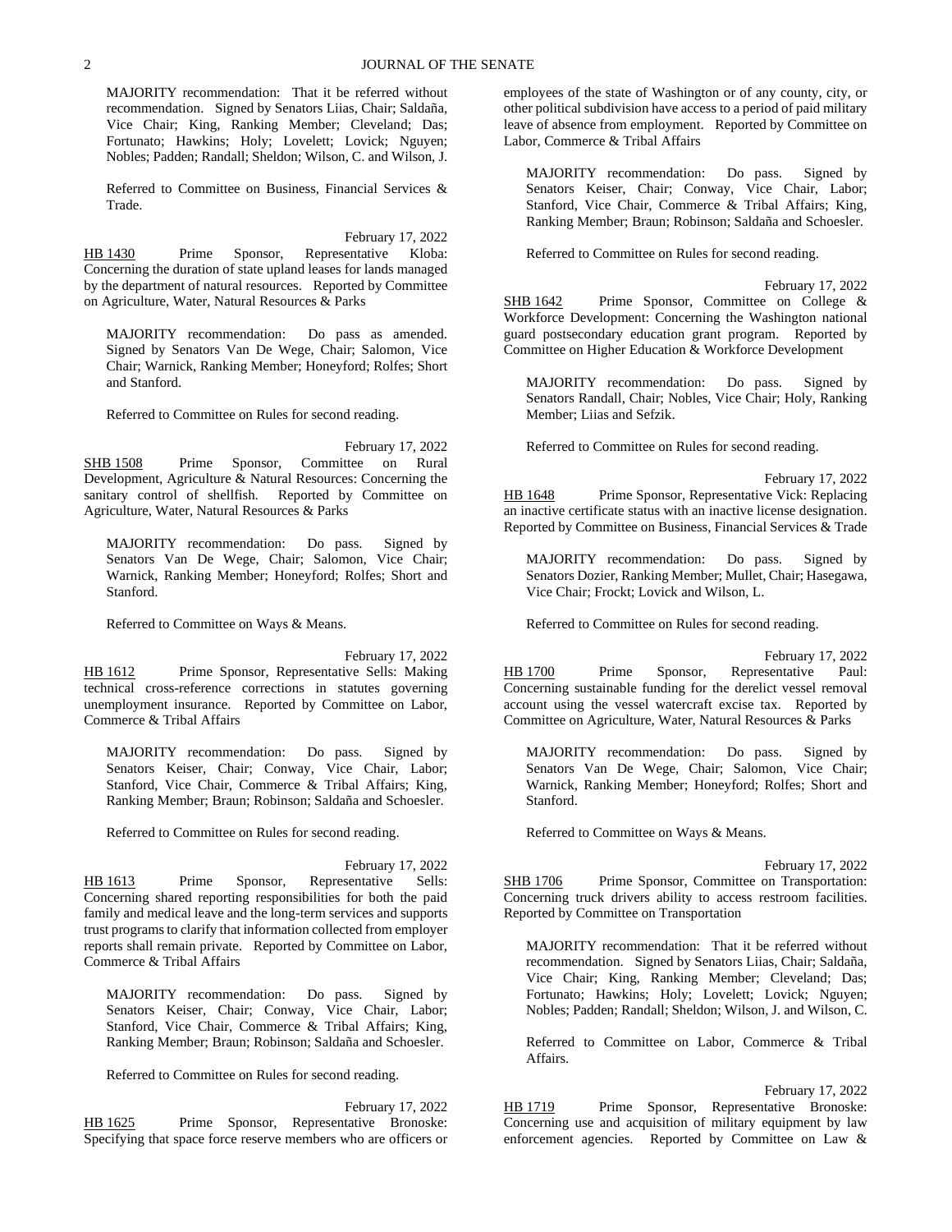MAJORITY recommendation: That it be referred without recommendation. Signed by Senators Liias, Chair; Saldaña, Vice Chair; King, Ranking Member; Cleveland; Das; Fortunato; Hawkins; Holy; Lovelett; Lovick; Nguyen; Nobles; Padden; Randall; Sheldon; Wilson, C. and Wilson, J.

Referred to Committee on Business, Financial Services & Trade.

February 17, 2022

HB 1430 Prime Sponsor, Representative Kloba: Concerning the duration of state upland leases for lands managed by the department of natural resources. Reported by Committee on Agriculture, Water, Natural Resources & Parks

MAJORITY recommendation: Do pass as amended. Signed by Senators Van De Wege, Chair; Salomon, Vice Chair; Warnick, Ranking Member; Honeyford; Rolfes; Short and Stanford.

Referred to Committee on Rules for second reading.

February 17, 2022

SHB 1508 Prime Sponsor, Committee on Rural Development, Agriculture & Natural Resources: Concerning the sanitary control of shellfish. Reported by Committee on Agriculture, Water, Natural Resources & Parks

MAJORITY recommendation: Do pass. Signed by Senators Van De Wege, Chair; Salomon, Vice Chair; Warnick, Ranking Member; Honeyford; Rolfes; Short and Stanford.

Referred to Committee on Ways & Means.

February 17, 2022

HB 1612 Prime Sponsor, Representative Sells: Making technical cross-reference corrections in statutes governing unemployment insurance. Reported by Committee on Labor, Commerce & Tribal Affairs

MAJORITY recommendation: Do pass. Signed by Senators Keiser, Chair; Conway, Vice Chair, Labor; Stanford, Vice Chair, Commerce & Tribal Affairs; King, Ranking Member; Braun; Robinson; Saldaña and Schoesler.

Referred to Committee on Rules for second reading.

February 17, 2022

HB 1613 Prime Sponsor, Representative Sells: Concerning shared reporting responsibilities for both the paid family and medical leave and the long-term services and supports trust programs to clarify that information collected from employer reports shall remain private. Reported by Committee on Labor, Commerce & Tribal Affairs

MAJORITY recommendation: Do pass. Signed by Senators Keiser, Chair; Conway, Vice Chair, Labor; Stanford, Vice Chair, Commerce & Tribal Affairs; King, Ranking Member; Braun; Robinson; Saldaña and Schoesler.

Referred to Committee on Rules for second reading.

February 17, 2022

HB 1625 Prime Sponsor, Representative Bronoske: Specifying that space force reserve members who are officers or employees of the state of Washington or of any county, city, or other political subdivision have access to a period of paid military leave of absence from employment. Reported by Committee on Labor, Commerce & Tribal Affairs

MAJORITY recommendation: Do pass. Signed by Senators Keiser, Chair; Conway, Vice Chair, Labor; Stanford, Vice Chair, Commerce & Tribal Affairs; King, Ranking Member; Braun; Robinson; Saldaña and Schoesler.

Referred to Committee on Rules for second reading.

February 17, 2022

SHB 1642 Prime Sponsor, Committee on College & Workforce Development: Concerning the Washington national guard postsecondary education grant program. Reported by Committee on Higher Education & Workforce Development

MAJORITY recommendation: Do pass. Signed by Senators Randall, Chair; Nobles, Vice Chair; Holy, Ranking Member; Liias and Sefzik.

Referred to Committee on Rules for second reading.

February 17, 2022

HB 1648 Prime Sponsor, Representative Vick: Replacing an inactive certificate status with an inactive license designation. Reported by Committee on Business, Financial Services & Trade

MAJORITY recommendation: Do pass. Signed by Senators Dozier, Ranking Member; Mullet, Chair; Hasegawa, Vice Chair; Frockt; Lovick and Wilson, L.

Referred to Committee on Rules for second reading.

February 17, 2022

HB 1700 Prime Sponsor, Representative Paul: Concerning sustainable funding for the derelict vessel removal account using the vessel watercraft excise tax. Reported by Committee on Agriculture, Water, Natural Resources & Parks

MAJORITY recommendation: Do pass. Signed by Senators Van De Wege, Chair; Salomon, Vice Chair; Warnick, Ranking Member; Honeyford; Rolfes; Short and Stanford.

Referred to Committee on Ways & Means.

February 17, 2022

SHB 1706 Prime Sponsor, Committee on Transportation: Concerning truck drivers ability to access restroom facilities. Reported by Committee on Transportation

MAJORITY recommendation: That it be referred without recommendation. Signed by Senators Liias, Chair; Saldaña, Vice Chair; King, Ranking Member; Cleveland; Das; Fortunato; Hawkins; Holy; Lovelett; Lovick; Nguyen; Nobles; Padden; Randall; Sheldon; Wilson, J. and Wilson, C.

Referred to Committee on Labor, Commerce & Tribal Affairs.

February 17, 2022

HB 1719 Prime Sponsor, Representative Bronoske: Concerning use and acquisition of military equipment by law enforcement agencies. Reported by Committee on Law &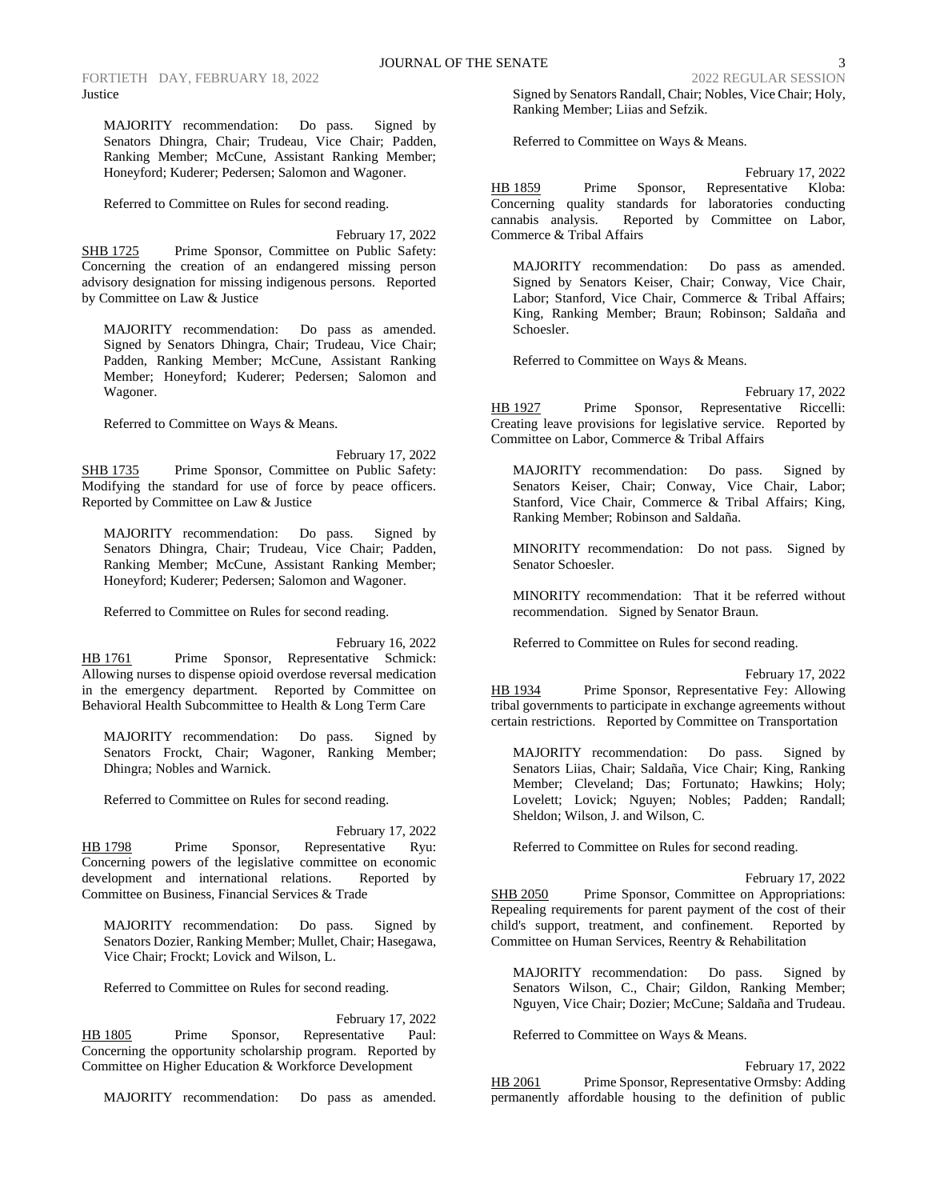Justice

MAJORITY recommendation: Do pass. Signed by Senators Dhingra, Chair; Trudeau, Vice Chair; Padden, Ranking Member; McCune, Assistant Ranking Member; Honeyford; Kuderer; Pedersen; Salomon and Wagoner.

Referred to Committee on Rules for second reading.

February 17, 2022

SHB 1725 Prime Sponsor, Committee on Public Safety: Concerning the creation of an endangered missing person advisory designation for missing indigenous persons. Reported by Committee on Law & Justice

MAJORITY recommendation: Do pass as amended. Signed by Senators Dhingra, Chair; Trudeau, Vice Chair; Padden, Ranking Member; McCune, Assistant Ranking Member; Honeyford; Kuderer; Pedersen; Salomon and Wagoner.

Referred to Committee on Ways & Means.

February 17, 2022

SHB 1735 Prime Sponsor, Committee on Public Safety: Modifying the standard for use of force by peace officers. Reported by Committee on Law & Justice

MAJORITY recommendation: Do pass. Signed by Senators Dhingra, Chair; Trudeau, Vice Chair; Padden, Ranking Member; McCune, Assistant Ranking Member; Honeyford; Kuderer; Pedersen; Salomon and Wagoner.

Referred to Committee on Rules for second reading.

February 16, 2022

HB 1761 Prime Sponsor, Representative Schmick: Allowing nurses to dispense opioid overdose reversal medication in the emergency department. Reported by Committee on Behavioral Health Subcommittee to Health & Long Term Care

MAJORITY recommendation: Do pass. Signed by Senators Frockt, Chair; Wagoner, Ranking Member; Dhingra; Nobles and Warnick.

Referred to Committee on Rules for second reading.

February 17, 2022

HB 1798 Prime Sponsor, Representative Ryu: Concerning powers of the legislative committee on economic development and international relations. Reported by Committee on Business, Financial Services & Trade

MAJORITY recommendation: Do pass. Signed by Senators Dozier, Ranking Member; Mullet, Chair; Hasegawa, Vice Chair; Frockt; Lovick and Wilson, L.

Referred to Committee on Rules for second reading.

February 17, 2022

HB 1805 Prime Sponsor, Representative Paul: Concerning the opportunity scholarship program. Reported by Committee on Higher Education & Workforce Development

MAJORITY recommendation: Do pass as amended. Signed by Senators Randall, Chair; Nobles, Vice Chair; Holy, Ranking Member; Liias and Sefzik.

Referred to Committee on Ways & Means.

February 17, 2022

HB 1859 Prime Sponsor, Representative Kloba: Concerning quality standards for laboratories conducting cannabis analysis. Reported by Committee on Labor, Commerce & Tribal Affairs

MAJORITY recommendation: Do pass as amended. Signed by Senators Keiser, Chair; Conway, Vice Chair, Labor; Stanford, Vice Chair, Commerce & Tribal Affairs; King, Ranking Member; Braun; Robinson; Saldaña and Schoesler.

Referred to Committee on Ways & Means.

February 17, 2022

HB 1927 Prime Sponsor, Representative Riccelli: Creating leave provisions for legislative service. Reported by Committee on Labor, Commerce & Tribal Affairs

MAJORITY recommendation: Do pass. Signed by Senators Keiser, Chair; Conway, Vice Chair, Labor; Stanford, Vice Chair, Commerce & Tribal Affairs; King, Ranking Member; Robinson and Saldaña.

MINORITY recommendation: Do not pass. Signed by Senator Schoesler.

MINORITY recommendation: That it be referred without recommendation. Signed by Senator Braun.

Referred to Committee on Rules for second reading.

February 17, 2022

HB 1934 Prime Sponsor, Representative Fey: Allowing tribal governments to participate in exchange agreements without certain restrictions. Reported by Committee on Transportation

MAJORITY recommendation: Do pass. Signed by Senators Liias, Chair; Saldaña, Vice Chair; King, Ranking Member; Cleveland; Das; Fortunato; Hawkins; Holy; Lovelett; Lovick; Nguyen; Nobles; Padden; Randall; Sheldon; Wilson, J. and Wilson, C.

Referred to Committee on Rules for second reading.

February 17, 2022

SHB 2050 Prime Sponsor, Committee on Appropriations: Repealing requirements for parent payment of the cost of their child's support, treatment, and confinement. Reported by Committee on Human Services, Reentry & Rehabilitation

MAJORITY recommendation: Do pass. Signed by Senators Wilson, C., Chair; Gildon, Ranking Member; Nguyen, Vice Chair; Dozier; McCune; Saldaña and Trudeau.

Referred to Committee on Ways & Means.

February 17, 2022

HB 2061 Prime Sponsor, Representative Ormsby: Adding permanently affordable housing to the definition of public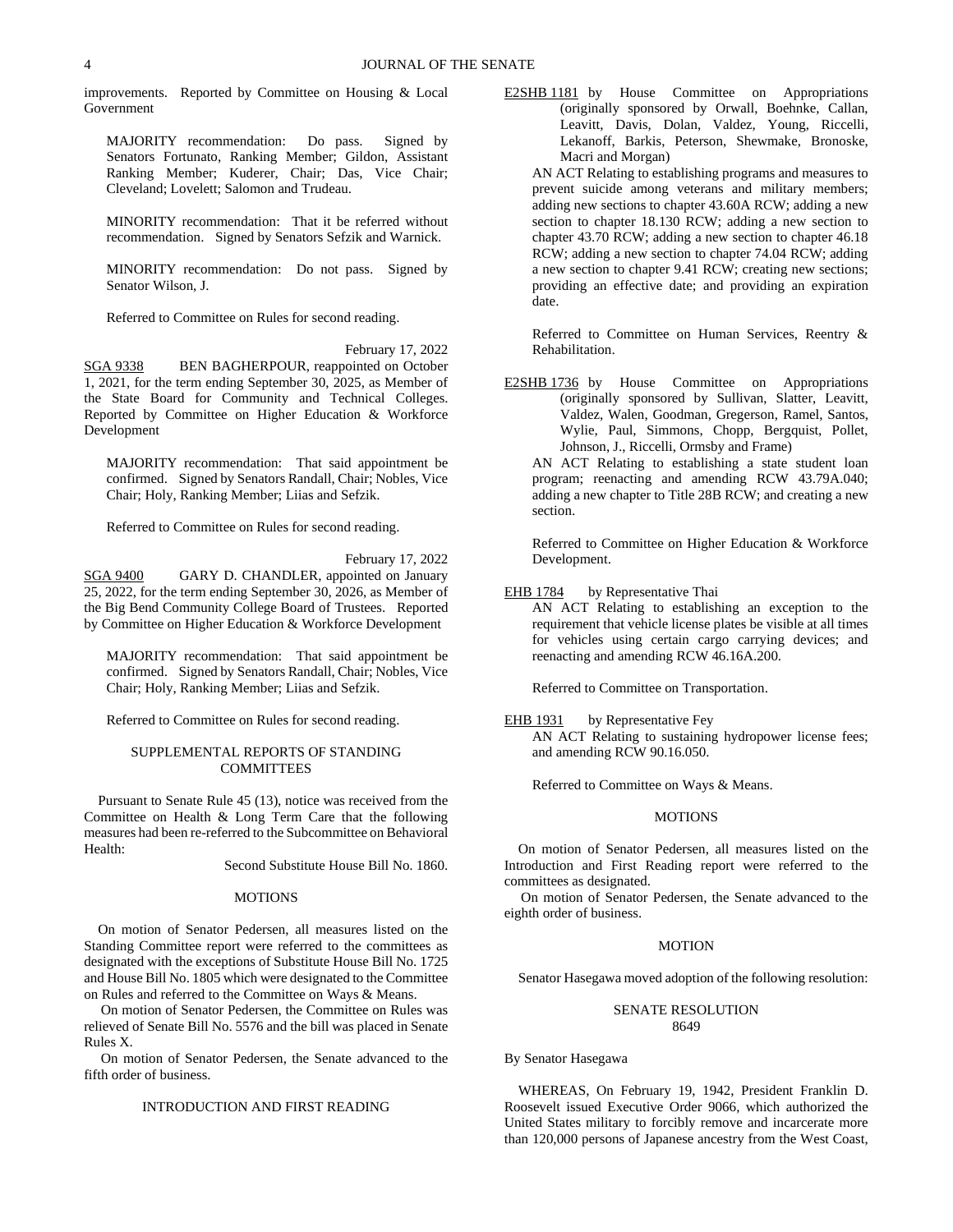improvements. Reported by Committee on Housing & Local Government

MAJORITY recommendation: Do pass. Signed by Senators Fortunato, Ranking Member; Gildon, Assistant Ranking Member; Kuderer, Chair; Das, Vice Chair; Cleveland; Lovelett; Salomon and Trudeau.

MINORITY recommendation: That it be referred without recommendation. Signed by Senators Sefzik and Warnick.

MINORITY recommendation: Do not pass. Signed by Senator Wilson, J.

Referred to Committee on Rules for second reading.

February 17, 2022

SGA 9338 BEN BAGHERPOUR, reappointed on October 1, 2021, for the term ending September 30, 2025, as Member of the State Board for Community and Technical Colleges. Reported by Committee on Higher Education & Workforce Development

MAJORITY recommendation: That said appointment be confirmed. Signed by Senators Randall, Chair; Nobles, Vice Chair; Holy, Ranking Member; Liias and Sefzik.

Referred to Committee on Rules for second reading.

February 17, 2022

SGA 9400 GARY D. CHANDLER, appointed on January 25, 2022, for the term ending September 30, 2026, as Member of the Big Bend Community College Board of Trustees. Reported by Committee on Higher Education & Workforce Development

MAJORITY recommendation: That said appointment be confirmed. Signed by Senators Randall, Chair; Nobles, Vice Chair; Holy, Ranking Member; Liias and Sefzik.

Referred to Committee on Rules for second reading.

SUPPLEMENTAL REPORTS OF STANDING COMMITTEES

Pursuant to Senate Rule 45 (13), notice was received from the Committee on Health & Long Term Care that the following measures had been re-referred to the Subcommittee on Behavioral Health:

Second Substitute House Bill No. 1860.

MOTIONS

On motion of Senator Pedersen, all measures listed on the Standing Committee report were referred to the committees as designated with the exceptions of Substitute House Bill No. 1725 and House Bill No. 1805 which were designated to the Committee on Rules and referred to the Committee on Ways & Means.

On motion of Senator Pedersen, the Committee on Rules was relieved of Senate Bill No. 5576 and the bill was placed in Senate Rules X.

On motion of Senator Pedersen, the Senate advanced to the fifth order of business.

INTRODUCTION AND FIRST READING

E2SHB 1181 by House Committee on Appropriations (originally sponsored by Orwall, Boehnke, Callan, Leavitt, Davis, Dolan, Valdez, Young, Riccelli, Lekanoff, Barkis, Peterson, Shewmake, Bronoske, Macri and Morgan)

AN ACT Relating to establishing programs and measures to prevent suicide among veterans and military members; adding new sections to chapter 43.60A RCW; adding a new section to chapter 18.130 RCW; adding a new section to chapter 43.70 RCW; adding a new section to chapter 46.18 RCW; adding a new section to chapter 74.04 RCW; adding a new section to chapter 9.41 RCW; creating new sections; providing an effective date; and providing an expiration date.

Referred to Committee on Human Services, Reentry & Rehabilitation.

E2SHB 1736 by House Committee on Appropriations (originally sponsored by Sullivan, Slatter, Leavitt, Valdez, Walen, Goodman, Gregerson, Ramel, Santos, Wylie, Paul, Simmons, Chopp, Bergquist, Pollet, Johnson, J., Riccelli, Ormsby and Frame)

AN ACT Relating to establishing a state student loan program; reenacting and amending RCW 43.79A.040; adding a new chapter to Title 28B RCW; and creating a new section.

Referred to Committee on Higher Education & Workforce Development.

EHB 1784 by Representative Thai

AN ACT Relating to establishing an exception to the requirement that vehicle license plates be visible at all times for vehicles using certain cargo carrying devices; and reenacting and amending RCW 46.16A.200.

Referred to Committee on Transportation.

EHB 1931 by Representative Fey

AN ACT Relating to sustaining hydropower license fees; and amending RCW 90.16.050.

Referred to Committee on Ways & Means.

MOTIONS

On motion of Senator Pedersen, all measures listed on the Introduction and First Reading report were referred to the committees as designated.

On motion of Senator Pedersen, the Senate advanced to the eighth order of business.

MOTION

Senator Hasegawa moved adoption of the following resolution:

SENATE RESOLUTION
8649

By Senator Hasegawa

WHEREAS, On February 19, 1942, President Franklin D. Roosevelt issued Executive Order 9066, which authorized the United States military to forcibly remove and incarcerate more than 120,000 persons of Japanese ancestry from the West Coast,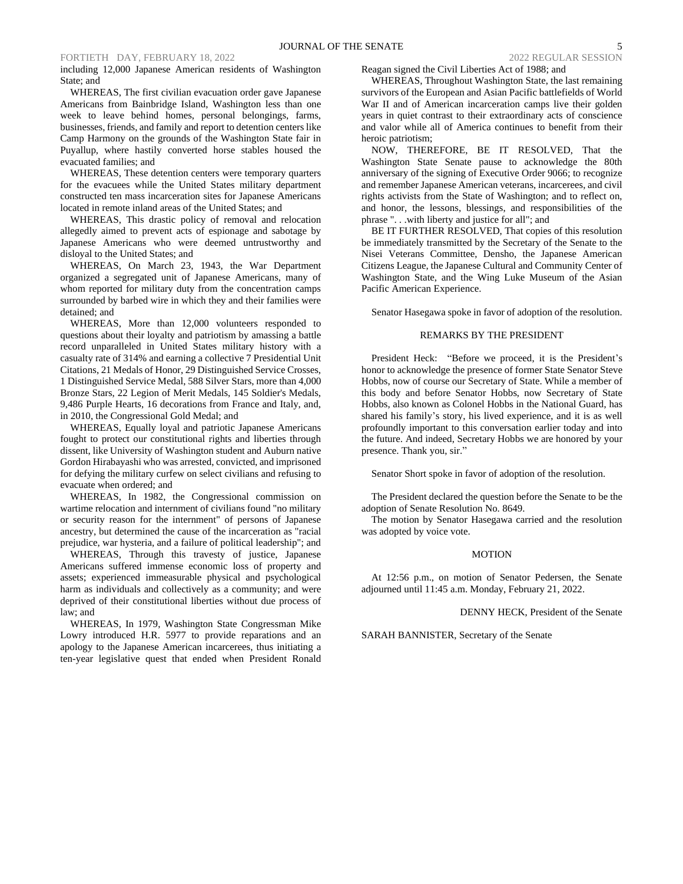including 12,000 Japanese American residents of Washington State; and

WHEREAS, The first civilian evacuation order gave Japanese Americans from Bainbridge Island, Washington less than one week to leave behind homes, personal belongings, farms, businesses, friends, and family and report to detention centers like Camp Harmony on the grounds of the Washington State fair in Puyallup, where hastily converted horse stables housed the evacuated families; and

WHEREAS, These detention centers were temporary quarters for the evacuees while the United States military department constructed ten mass incarceration sites for Japanese Americans located in remote inland areas of the United States; and

WHEREAS, This drastic policy of removal and relocation allegedly aimed to prevent acts of espionage and sabotage by Japanese Americans who were deemed untrustworthy and disloyal to the United States; and

WHEREAS, On March 23, 1943, the War Department organized a segregated unit of Japanese Americans, many of whom reported for military duty from the concentration camps surrounded by barbed wire in which they and their families were detained; and

WHEREAS, More than 12,000 volunteers responded to questions about their loyalty and patriotism by amassing a battle record unparalleled in United States military history with a casualty rate of 314% and earning a collective 7 Presidential Unit Citations, 21 Medals of Honor, 29 Distinguished Service Crosses, 1 Distinguished Service Medal, 588 Silver Stars, more than 4,000 Bronze Stars, 22 Legion of Merit Medals, 145 Soldier's Medals, 9,486 Purple Hearts, 16 decorations from France and Italy, and, in 2010, the Congressional Gold Medal; and

WHEREAS, Equally loyal and patriotic Japanese Americans fought to protect our constitutional rights and liberties through dissent, like University of Washington student and Auburn native Gordon Hirabayashi who was arrested, convicted, and imprisoned for defying the military curfew on select civilians and refusing to evacuate when ordered; and

WHEREAS, In 1982, the Congressional commission on wartime relocation and internment of civilians found "no military or security reason for the internment" of persons of Japanese ancestry, but determined the cause of the incarceration as "racial prejudice, war hysteria, and a failure of political leadership"; and

WHEREAS, Through this travesty of justice, Japanese Americans suffered immense economic loss of property and assets; experienced immeasurable physical and psychological harm as individuals and collectively as a community; and were deprived of their constitutional liberties without due process of law; and

WHEREAS, In 1979, Washington State Congressman Mike Lowry introduced H.R. 5977 to provide reparations and an apology to the Japanese American incarcerees, thus initiating a ten-year legislative quest that ended when President Ronald Reagan signed the Civil Liberties Act of 1988; and

WHEREAS, Throughout Washington State, the last remaining survivors of the European and Asian Pacific battlefields of World War II and of American incarceration camps live their golden years in quiet contrast to their extraordinary acts of conscience and valor while all of America continues to benefit from their heroic patriotism;

NOW, THEREFORE, BE IT RESOLVED, That the Washington State Senate pause to acknowledge the 80th anniversary of the signing of Executive Order 9066; to recognize and remember Japanese American veterans, incarcerees, and civil rights activists from the State of Washington; and to reflect on, and honor, the lessons, blessings, and responsibilities of the phrase ". . .with liberty and justice for all"; and

BE IT FURTHER RESOLVED, That copies of this resolution be immediately transmitted by the Secretary of the Senate to the Nisei Veterans Committee, Densho, the Japanese American Citizens League, the Japanese Cultural and Community Center of Washington State, and the Wing Luke Museum of the Asian Pacific American Experience.

Senator Hasegawa spoke in favor of adoption of the resolution.

REMARKS BY THE PRESIDENT

President Heck: "Before we proceed, it is the President's honor to acknowledge the presence of former State Senator Steve Hobbs, now of course our Secretary of State. While a member of this body and before Senator Hobbs, now Secretary of State Hobbs, also known as Colonel Hobbs in the National Guard, has shared his family's story, his lived experience, and it is as well profoundly important to this conversation earlier today and into the future. And indeed, Secretary Hobbs we are honored by your presence. Thank you, sir."

Senator Short spoke in favor of adoption of the resolution.

The President declared the question before the Senate to be the adoption of Senate Resolution No. 8649.

The motion by Senator Hasegawa carried and the resolution was adopted by voice vote.

MOTION

At 12:56 p.m., on motion of Senator Pedersen, the Senate adjourned until 11:45 a.m. Monday, February 21, 2022.

DENNY HECK, President of the Senate

SARAH BANNISTER, Secretary of the Senate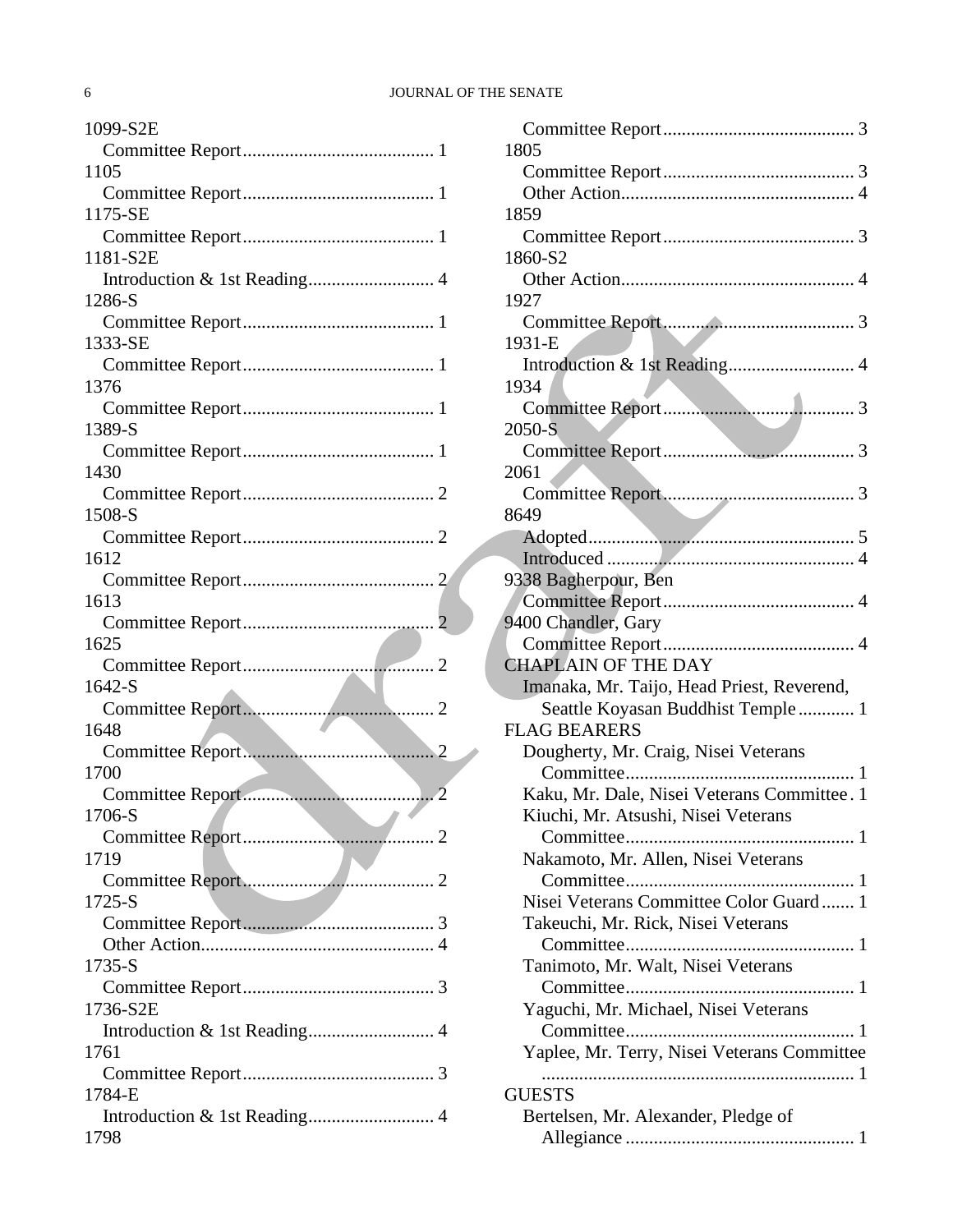1099-S2E
  Committee Report........................................ 1
1105
  Committee Report........................................ 1
1175-SE
  Committee Report........................................ 1
1181-S2E
  Introduction & 1st Reading.......................... 4
1286-S
  Committee Report........................................ 1
1333-SE
  Committee Report........................................ 1
1376
  Committee Report........................................ 1
1389-S
  Committee Report........................................ 1
1430
  Committee Report........................................ 2
1508-S
  Committee Report........................................ 2
1612
  Committee Report........................................ 2
1613
  Committee Report........................................ 2
1625
  Committee Report........................................ 2
1642-S
  Committee Report........................................ 2
1648
  Committee Report........................................ 2
1700
  Committee Report........................................ 2
1706-S
  Committee Report........................................ 2
1719
  Committee Report........................................ 2
1725-S
  Committee Report........................................ 3
  Other Action................................................ 4
1735-S
  Committee Report........................................ 3
1736-S2E
  Introduction & 1st Reading.......................... 4
1761
  Committee Report........................................ 3
1784-E
  Introduction & 1st Reading.......................... 4
1798
  Committee Report........................................ 3
1805
  Committee Report........................................ 3
  Other Action................................................ 4
1859
  Committee Report........................................ 3
1860-S2
  Other Action................................................ 4
1927
  Committee Report........................................ 3
1931-E
  Introduction & 1st Reading.......................... 4
1934
  Committee Report........................................ 3
2050-S
  Committee Report........................................ 3
2061
  Committee Report........................................ 3
8649
  Adopted........................................................ 5
  Introduced .................................................... 4
9338 Bagherpour, Ben
  Committee Report........................................ 4
9400 Chandler, Gary
  Committee Report........................................ 4

CHAPLAIN OF THE DAY
  Imanaka, Mr. Taijo, Head Priest, Reverend, Seattle Koyasan Buddhist Temple ............ 1

FLAG BEARERS
  Dougherty, Mr. Craig, Nisei Veterans Committee................................................ 1
  Kaku, Mr. Dale, Nisei Veterans Committee . 1
  Kiuchi, Mr. Atsushi, Nisei Veterans Committee................................................ 1
  Nakamoto, Mr. Allen, Nisei Veterans Committee................................................ 1
  Nisei Veterans Committee Color Guard....... 1
  Takeuchi, Mr. Rick, Nisei Veterans Committee................................................ 1
  Tanimoto, Mr. Walt, Nisei Veterans Committee................................................ 1
  Yaguchi, Mr. Michael, Nisei Veterans Committee................................................ 1
  Yaplee, Mr. Terry, Nisei Veterans Committee ................................................................. 1

GUESTS
  Bertelsen, Mr. Alexander, Pledge of Allegiance ................................................ 1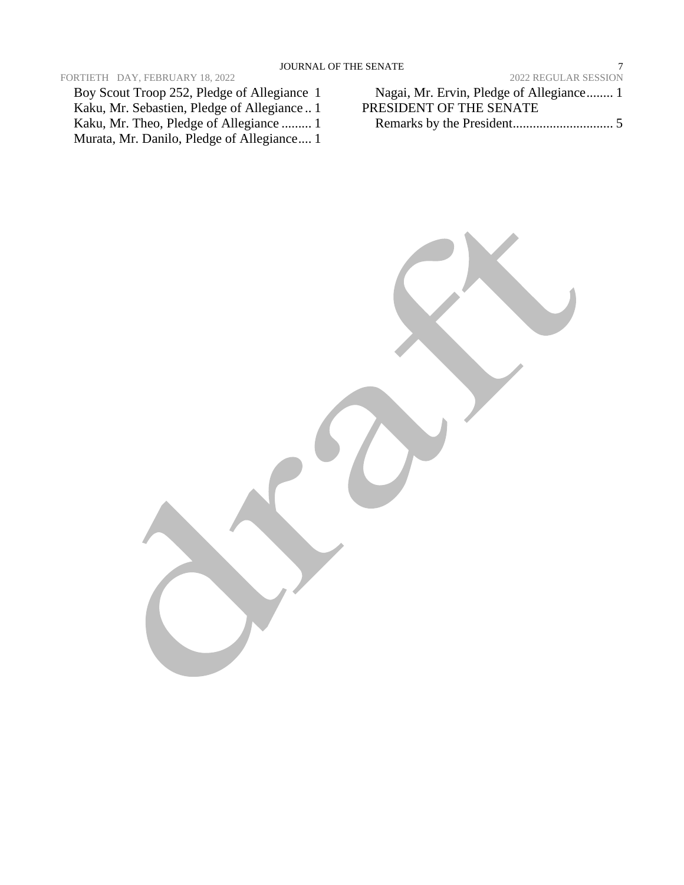Boy Scout Troop 252, Pledge of Allegiance 1
Kaku, Mr. Sebastien, Pledge of Allegiance .. 1
Kaku, Mr. Theo, Pledge of Allegiance ......... 1
Murata, Mr. Danilo, Pledge of Allegiance .... 1
Nagai, Mr. Ervin, Pledge of Allegiance ........ 1

PRESIDENT OF THE SENATE
Remarks by the President.............................. 5